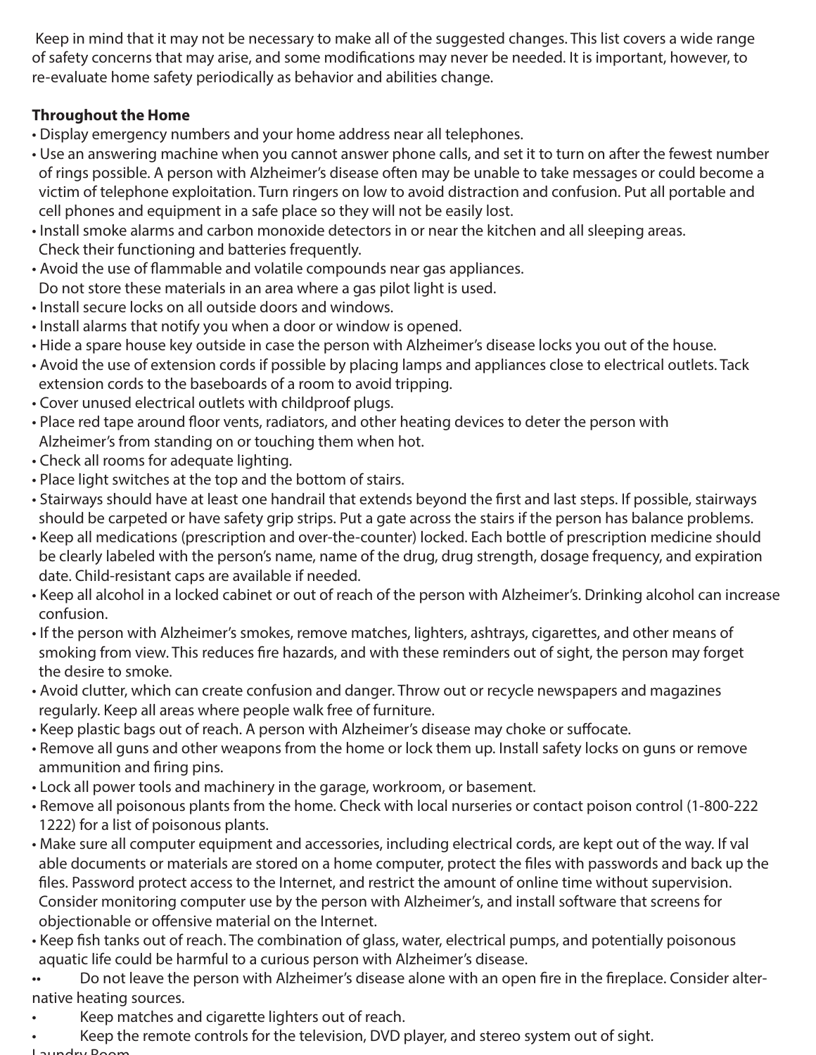Keep in mind that it may not be necessary to make all of the suggested changes. This list covers a wide range of safety concerns that may arise, and some modifications may never be needed. It is important, however, to re-evaluate home safety periodically as behavior and abilities change.

**Throughout the Home**

- Display emergency numbers and your home address near all telephones.
- Use an answering machine when you cannot answer phone calls, and set it to turn on after the fewest number of rings possible. A person with Alzheimer's disease often may be unable to take messages or could become a victim of telephone exploitation. Turn ringers on low to avoid distraction and confusion. Put all portable and cell phones and equipment in a safe place so they will not be easily lost.
- Install smoke alarms and carbon monoxide detectors in or near the kitchen and all sleeping areas. Check their functioning and batteries frequently.
- Avoid the use of flammable and volatile compounds near gas appliances. Do not store these materials in an area where a gas pilot light is used.
- Install secure locks on all outside doors and windows.
- Install alarms that notify you when a door or window is opened.
- Hide a spare house key outside in case the person with Alzheimer's disease locks you out of the house.
- Avoid the use of extension cords if possible by placing lamps and appliances close to electrical outlets. Tack extension cords to the baseboards of a room to avoid tripping.
- Cover unused electrical outlets with childproof plugs.
- Place red tape around floor vents, radiators, and other heating devices to deter the person with Alzheimer's from standing on or touching them when hot.
- Check all rooms for adequate lighting.
- Place light switches at the top and the bottom of stairs.
- Stairways should have at least one handrail that extends beyond the first and last steps. If possible, stairways should be carpeted or have safety grip strips. Put a gate across the stairs if the person has balance problems.
- Keep all medications (prescription and over-the-counter) locked. Each bottle of prescription medicine should be clearly labeled with the person's name, name of the drug, drug strength, dosage frequency, and expiration date. Child-resistant caps are available if needed.
- Keep all alcohol in a locked cabinet or out of reach of the person with Alzheimer's. Drinking alcohol can increase confusion.
- If the person with Alzheimer's smokes, remove matches, lighters, ashtrays, cigarettes, and other means of smoking from view. This reduces fire hazards, and with these reminders out of sight, the person may forget the desire to smoke.
- Avoid clutter, which can create confusion and danger. Throw out or recycle newspapers and magazines regularly. Keep all areas where people walk free of furniture.
- Keep plastic bags out of reach. A person with Alzheimer's disease may choke or suffocate.
- Remove all guns and other weapons from the home or lock them up. Install safety locks on guns or remove ammunition and firing pins.
- Lock all power tools and machinery in the garage, workroom, or basement.
- Remove all poisonous plants from the home. Check with local nurseries or contact poison control (1-800-222 1222) for a list of poisonous plants.
- Make sure all computer equipment and accessories, including electrical cords, are kept out of the way. If val able documents or materials are stored on a home computer, protect the files with passwords and back up the files. Password protect access to the Internet, and restrict the amount of online time without supervision. Consider monitoring computer use by the person with Alzheimer's, and install software that screens for objectionable or offensive material on the Internet.
- Keep fish tanks out of reach. The combination of glass, water, electrical pumps, and potentially poisonous aquatic life could be harmful to a curious person with Alzheimer's disease.
- Do not leave the person with Alzheimer's disease alone with an open fire in the fireplace. Consider alternative heating sources.
- Keep matches and cigarette lighters out of reach.
- Keep the remote controls for the television, DVD player, and stereo system out of sight.

Laundry Room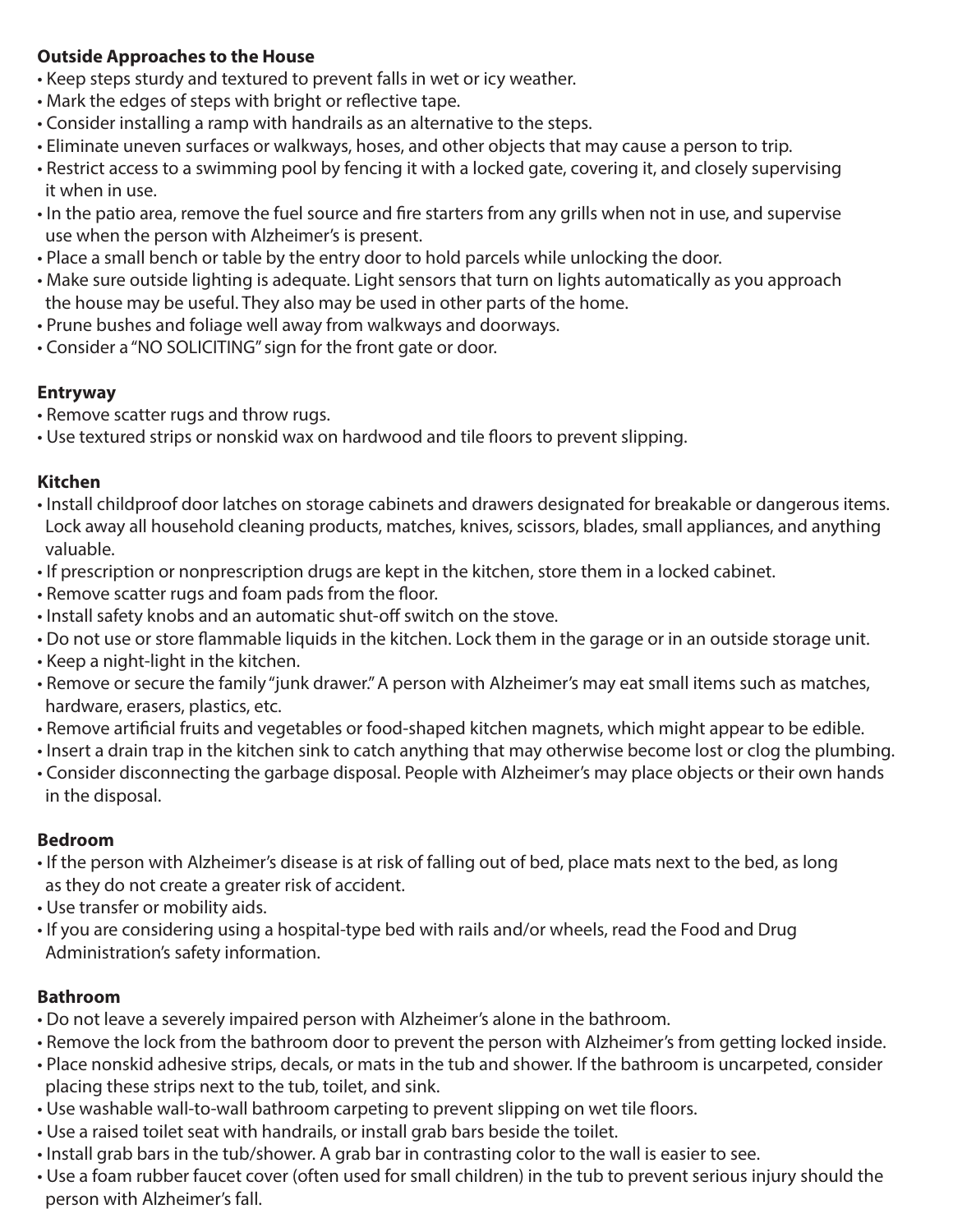**Outside Approaches to the House**

- Keep steps sturdy and textured to prevent falls in wet or icy weather.
- Mark the edges of steps with bright or reflective tape.
- Consider installing a ramp with handrails as an alternative to the steps.
- Eliminate uneven surfaces or walkways, hoses, and other objects that may cause a person to trip.
- Restrict access to a swimming pool by fencing it with a locked gate, covering it, and closely supervising it when in use.
- In the patio area, remove the fuel source and fire starters from any grills when not in use, and supervise use when the person with Alzheimer's is present.
- Place a small bench or table by the entry door to hold parcels while unlocking the door.
- Make sure outside lighting is adequate. Light sensors that turn on lights automatically as you approach the house may be useful. They also may be used in other parts of the home.
- Prune bushes and foliage well away from walkways and doorways.
- Consider a "NO SOLICITING" sign for the front gate or door.

**Entryway**

- Remove scatter rugs and throw rugs.
- Use textured strips or nonskid wax on hardwood and tile floors to prevent slipping.

**Kitchen**

- Install childproof door latches on storage cabinets and drawers designated for breakable or dangerous items. Lock away all household cleaning products, matches, knives, scissors, blades, small appliances, and anything valuable.
- If prescription or nonprescription drugs are kept in the kitchen, store them in a locked cabinet.
- Remove scatter rugs and foam pads from the floor.
- Install safety knobs and an automatic shut-off switch on the stove.
- Do not use or store flammable liquids in the kitchen. Lock them in the garage or in an outside storage unit.
- Keep a night-light in the kitchen.
- Remove or secure the family "junk drawer." A person with Alzheimer's may eat small items such as matches, hardware, erasers, plastics, etc.
- Remove artificial fruits and vegetables or food-shaped kitchen magnets, which might appear to be edible.
- Insert a drain trap in the kitchen sink to catch anything that may otherwise become lost or clog the plumbing.
- Consider disconnecting the garbage disposal. People with Alzheimer's may place objects or their own hands in the disposal.

**Bedroom**

- If the person with Alzheimer's disease is at risk of falling out of bed, place mats next to the bed, as long as they do not create a greater risk of accident.
- Use transfer or mobility aids.
- If you are considering using a hospital-type bed with rails and/or wheels, read the Food and Drug Administration's safety information.

**Bathroom**

- Do not leave a severely impaired person with Alzheimer's alone in the bathroom.
- Remove the lock from the bathroom door to prevent the person with Alzheimer's from getting locked inside.
- Place nonskid adhesive strips, decals, or mats in the tub and shower. If the bathroom is uncarpeted, consider placing these strips next to the tub, toilet, and sink.
- Use washable wall-to-wall bathroom carpeting to prevent slipping on wet tile floors.
- Use a raised toilet seat with handrails, or install grab bars beside the toilet.
- Install grab bars in the tub/shower. A grab bar in contrasting color to the wall is easier to see.
- Use a foam rubber faucet cover (often used for small children) in the tub to prevent serious injury should the person with Alzheimer's fall.